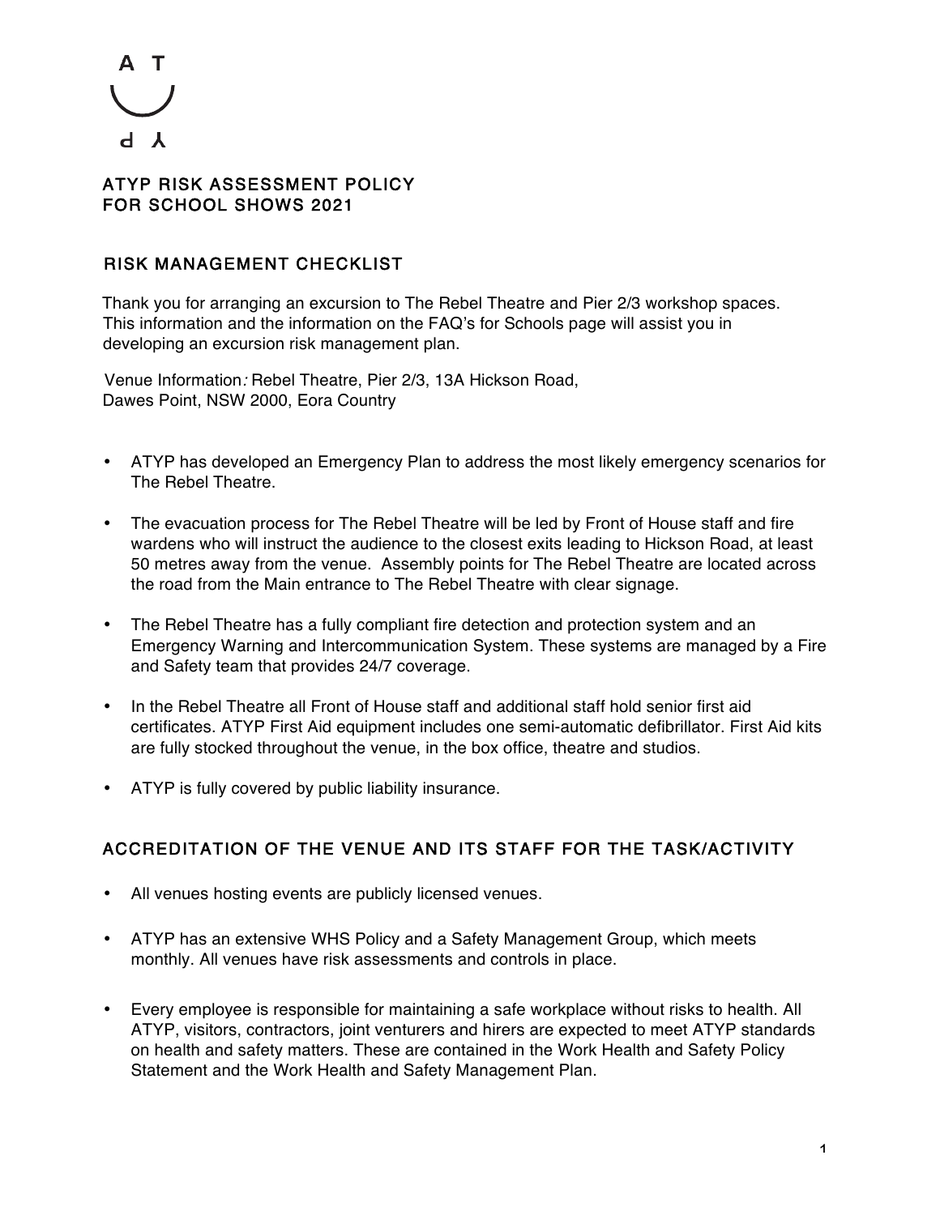# ATYP RISK ASSESSMENT POLICY FOR SCHOOL SHOWS 2021

## RISK MANAGEMENT CHECKLIST

Thank you for arranging an excursion to The Rebel Theatre and Pier 2/3 workshop spaces. This information and the information on the FAQ's for Schools page will assist you in developing an excursion risk management plan.

Venue Information*:* Rebel Theatre, Pier 2/3, 13A Hickson Road, Dawes Point, NSW 2000, Eora Country

- ATYP has developed an Emergency Plan to address the most likely emergency scenarios for The Rebel Theatre.
- The evacuation process for The Rebel Theatre will be led by Front of House staff and fire wardens who will instruct the audience to the closest exits leading to Hickson Road, at least 50 metres away from the venue. Assembly points for The Rebel Theatre are located across the road from the Main entrance to The Rebel Theatre with clear signage.
- The Rebel Theatre has a fully compliant fire detection and protection system and an Emergency Warning and Intercommunication System. These systems are managed by a Fire and Safety team that provides 24/7 coverage.
- In the Rebel Theatre all Front of House staff and additional staff hold senior first aid certificates. ATYP First Aid equipment includes one semi-automatic defibrillator. First Aid kits are fully stocked throughout the venue, in the box office, theatre and studios.
- ATYP is fully covered by public liability insurance.

## ACCREDITATION OF THE VENUE AND ITS STAFF FOR THE TASK/ACTIVITY

- All venues hosting events are publicly licensed venues.
- ATYP has an extensive WHS Policy and a Safety Management Group, which meets monthly. All venues have risk assessments and controls in place.
- Every employee is responsible for maintaining a safe workplace without risks to health. All ATYP, visitors, contractors, joint venturers and hirers are expected to meet ATYP standards on health and safety matters. These are contained in the Work Health and Safety Policy Statement and the Work Health and Safety Management Plan.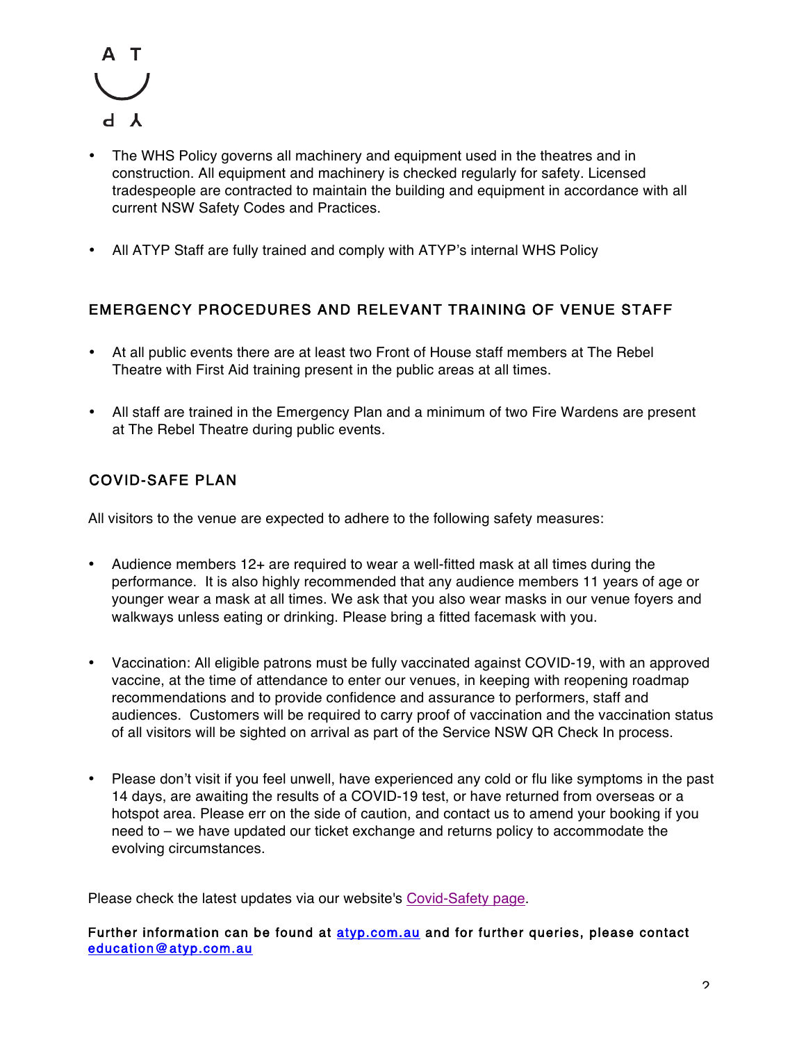- The WHS Policy governs all machinery and equipment used in the theatres and in construction. All equipment and machinery is checked regularly for safety. Licensed tradespeople are contracted to maintain the building and equipment in accordance with all current NSW Safety Codes and Practices.

- All ATYP Staff are fully trained and comply with ATYP's internal WHS Policy

## EMERGENCY PROCEDURES AND RELEVANT TRAINING OF VENUE STAFF

- At all public events there are at least two Front of House staff members at The Rebel Theatre with First Aid training present in the public areas at all times.

- All staff are trained in the Emergency Plan and a minimum of two Fire Wardens are present at The Rebel Theatre during public events.

## COVID-SAFE PLAN

All visitors to the venue are expected to adhere to the following safety measures:

- Audience members 12+ are required to wear a well-fitted mask at all times during the performance. It is also highly recommended that any audience members 11 years of age or younger wear a mask at all times. We ask that you also wear masks in our venue foyers and walkways unless eating or drinking. Please bring a fitted facemask with you.

- Vaccination: All eligible patrons must be fully vaccinated against COVID-19, with an approved vaccine, at the time of attendance to enter our venues, in keeping with reopening roadmap recommendations and to provide confidence and assurance to performers, staff and audiences. Customers will be required to carry proof of vaccination and the vaccination status of all visitors will be sighted on arrival as part of the Service NSW QR Check In process.

- Please don't visit if you feel unwell, have experienced any cold or flu like symptoms in the past 14 days, are awaiting the results of a COVID-19 test, or have returned from overseas or a hotspot area. Please err on the side of caution, and contact us to amend your booking if you need to – we have updated our ticket exchange and returns policy to accommodate the evolving circumstances.

Please check the latest updates via our website's Covid-Safety page.

**Further information can be found at atyp.com.au and for further queries, please contact education@atyp.com.au**